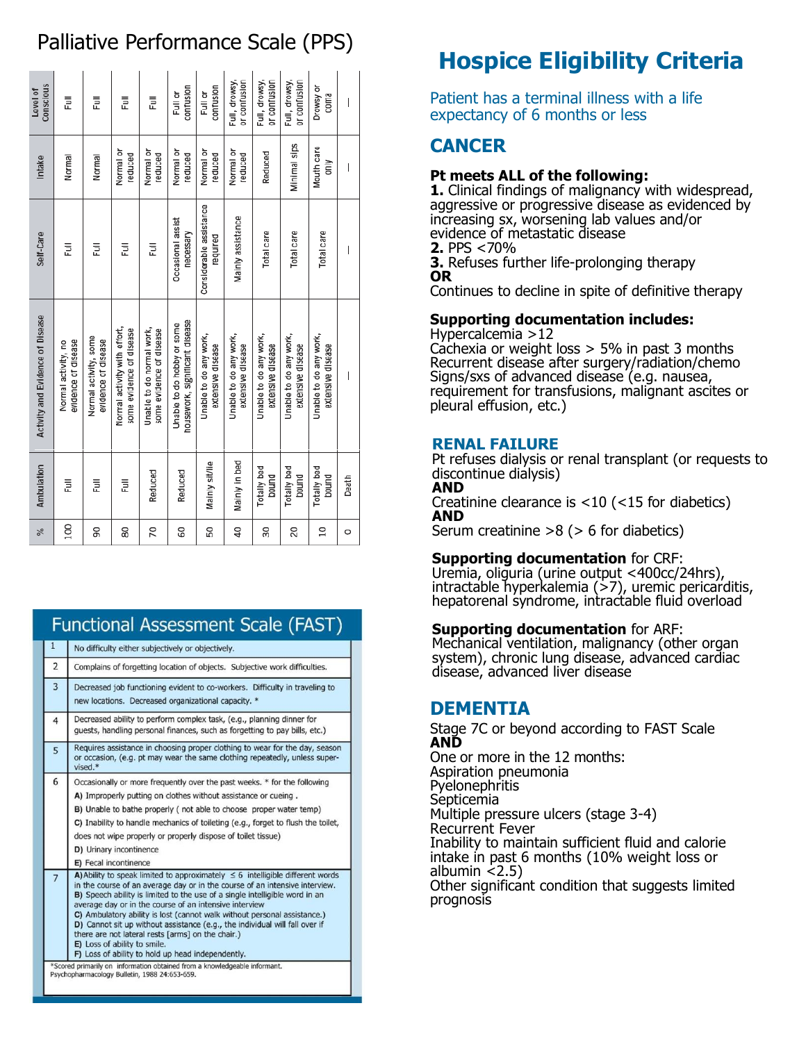# Palliative Performance Scale (PPS)

| % | Ambulation | Activity and Evidence of Disease | Self-Care | Intake | Level of Conscious |
|---|---|---|---|---|---|
| 100 | Full | Normal activity, no evidence of disease | Full | Normal | Full |
| 90 | Full | Normal activity, some evidence of disease | Full | Normal | Full |
| 80 | Full | Normal activity with effort, some evidence of disease | Full | Normal or reduced | Full |
| 70 | Reduced | Unable to do normal work, some evidence of disease | Full | Normal or reduced | Full |
| 60 | Reduced | Unable to do hobby or some housework, significant disease | Occasional assist necessary | Normal or reduced | Full or confusion |
| 50 | Mainly sit/lie | Unable to do any work, extensive disease | Considerable assistance required | Normal or reduced | Full or confusion |
| 40 | Mainly in bed | Unable to do any work, extensive disease | Mainly assistance | Normal or reduced | Full, drowsy, or confusion |
| 30 | Totally bed bound | Unable to do any work, extensive disease | Total care | Reduced | Full, drowsy, or confusion |
| 20 | Totally bed bound | Unable to do any work, extensive disease | Total care | Minimal sips | Full, drowsy, or confusion |
| 10 | Totally bed bound | Unable to do any work, extensive disease | Total care | Mouth care only | Drowsy or coma |
| 0 | Death | — | — | — | — |

# Functional Assessment Scale (FAST)

| | |
|---|---|
| 1 | No difficulty either subjectively or objectively. |
| 2 | Complains of forgetting location of objects. Subjective work difficulties. |
| 3 | Decreased job functioning evident to co-workers. Difficulty in traveling to new locations. Decreased organizational capacity. * |
| 4 | Decreased ability to perform complex task, (e.g., planning dinner for guests, handling personal finances, such as forgetting to pay bills, etc.) |
| 5 | Requires assistance in choosing proper clothing to wear for the day, season or occasion, (e.g. pt may wear the same clothing repeatedly, unless supervised.* |
| 6 | Occasionally or more frequently over the past weeks. * for the following<br>A) Improperly putting on clothes without assistance or cueing .<br>B) Unable to bathe properly ( not able to choose proper water temp)<br>C) Inability to handle mechanics of toileting (e.g., forget to flush the toilet, does not wipe properly or properly dispose of toilet tissue)<br>D) Urinary incontinence<br>E) Fecal incontinence |
| 7 | A) Ability to speak limited to approximately ≤ 6 intelligible different words in the course of an average day or in the course of an intensive interview.<br>B) Speech ability is limited to the use of a single intelligible word in an average day or in the course of an intensive interview<br>C) Ambulatory ability is lost (cannot walk without personal assistance.)<br>D) Cannot sit up without assistance (e.g., the individual will fall over if there are not lateral rests [arms] on the chair.)<br>E) Loss of ability to smile.<br>F) Loss of ability to hold up head independently. |

*Scored primarily on information obtained from a knowledgeable informant. Psychopharmacology Bulletin, 1988 24:653-659.

# Hospice Eligibility Criteria

Patient has a terminal illness with a life expectancy of 6 months or less

## CANCER

**Pt meets ALL of the following:**

**1.** Clinical findings of malignancy with widespread, aggressive or progressive disease as evidenced by increasing sx, worsening lab values and/or evidence of metastatic disease

**2.** PPS <70%

**3.** Refuses further life-prolonging therapy

**OR**

Continues to decline in spite of definitive therapy

**Supporting documentation includes:**

Hypercalcemia >12

Cachexia or weight loss > 5% in past 3 months

Recurrent disease after surgery/radiation/chemo

Signs/sxs of advanced disease (e.g. nausea, requirement for transfusions, malignant ascites or pleural effusion, etc.)

## RENAL FAILURE

Pt refuses dialysis or renal transplant (or requests to discontinue dialysis)

**AND**

Creatinine clearance is <10 (<15 for diabetics)

**AND**

Serum creatinine >8 (> 6 for diabetics)

**Supporting documentation** for CRF:

Uremia, oliguria (urine output <400cc/24hrs), intractable hyperkalemia (>7), uremic pericarditis, hepatorenal syndrome, intractable fluid overload

**Supporting documentation** for ARF:

Mechanical ventilation, malignancy (other organ system), chronic lung disease, advanced cardiac disease, advanced liver disease

## DEMENTIA

Stage 7C or beyond according to FAST Scale

**AND**

One or more in the 12 months:

Aspiration pneumonia

Pyelonephritis

Septicemia

Multiple pressure ulcers (stage 3-4)

Recurrent Fever

Inability to maintain sufficient fluid and calorie intake in past 6 months (10% weight loss or albumin <2.5)

Other significant condition that suggests limited prognosis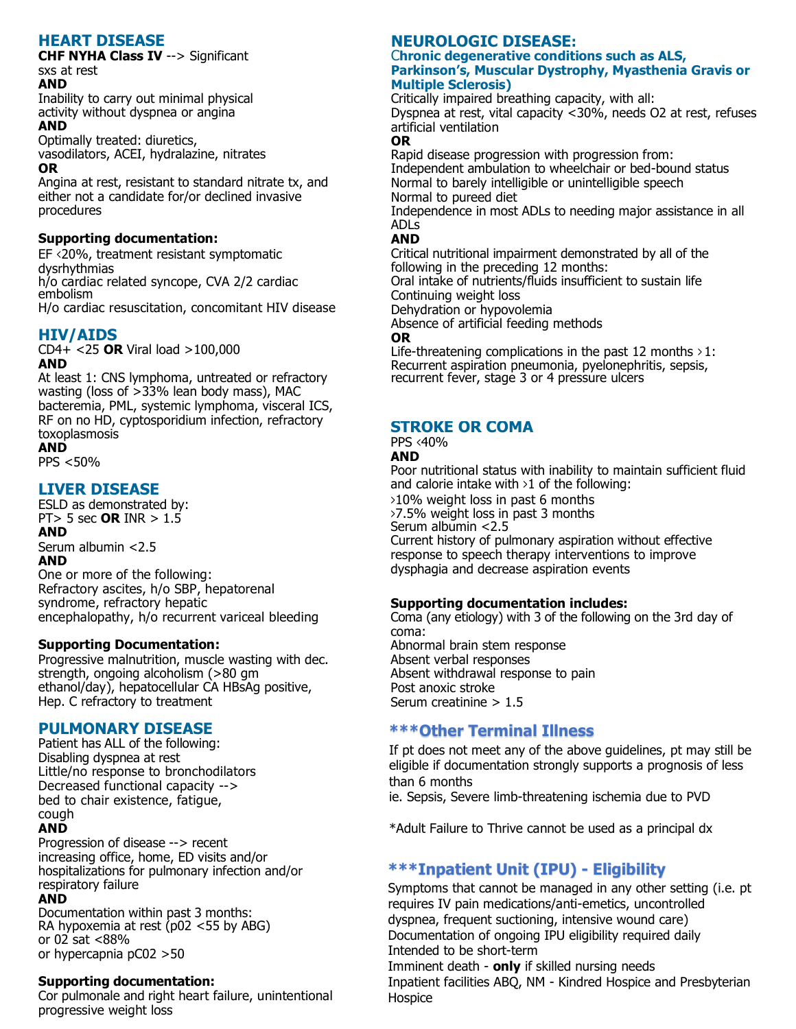## HEART DISEASE

**CHF NYHA Class IV** --> Significant sxs at rest
**AND**
Inability to carry out minimal physical activity without dyspnea or angina
**AND**
Optimally treated: diuretics, vasodilators, ACEI, hydralazine, nitrates
**OR**
Angina at rest, resistant to standard nitrate tx, and either not a candidate for/or declined invasive procedures

**Supporting documentation:**
EF ‹20%, treatment resistant symptomatic dysrhythmias
h/o cardiac related syncope, CVA 2/2 cardiac embolism
H/o cardiac resuscitation, concomitant HIV disease

## HIV/AIDS

CD4+ <25 **OR** Viral load >100,000
**AND**
At least 1: CNS lymphoma, untreated or refractory wasting (loss of >33% lean body mass), MAC bacteremia, PML, systemic lymphoma, visceral ICS, RF on no HD, cyptosporidium infection, refractory toxoplasmosis
**AND**
PPS <50%

## LIVER DISEASE

ESLD as demonstrated by:
PT> 5 sec **OR** INR > 1.5
**AND**
Serum albumin <2.5
**AND**
One or more of the following:
Refractory ascites, h/o SBP, hepatorenal syndrome, refractory hepatic encephalopathy, h/o recurrent variceal bleeding

**Supporting Documentation:**
Progressive malnutrition, muscle wasting with dec. strength, ongoing alcoholism (>80 gm ethanol/day), hepatocellular CA HBsAg positive, Hep. C refractory to treatment

## PULMONARY DISEASE

Patient has ALL of the following:
Disabling dyspnea at rest
Little/no response to bronchodilators
Decreased functional capacity --> bed to chair existence, fatigue, cough
**AND**
Progression of disease --> recent increasing office, home, ED visits and/or hospitalizations for pulmonary infection and/or respiratory failure
**AND**
Documentation within past 3 months:
RA hypoxemia at rest (p02 <55 by ABG)
or 02 sat <88%
or hypercapnia pC02 >50

**Supporting documentation:**
Cor pulmonale and right heart failure, unintentional progressive weight loss

## NEUROLOGIC DISEASE:

### Chronic degenerative conditions such as ALS, Parkinson's, Muscular Dystrophy, Myasthenia Gravis or Multiple Sclerosis)

Critically impaired breathing capacity, with all:
Dyspnea at rest, vital capacity <30%, needs O2 at rest, refuses artificial ventilation
**OR**
Rapid disease progression with progression from:
Independent ambulation to wheelchair or bed-bound status
Normal to barely intelligible or unintelligible speech
Normal to pureed diet
Independence in most ADLs to needing major assistance in all ADLs
**AND**
Critical nutritional impairment demonstrated by all of the following in the preceding 12 months:
Oral intake of nutrients/fluids insufficient to sustain life
Continuing weight loss
Dehydration or hypovolemia
Absence of artificial feeding methods
**OR**
Life-threatening complications in the past 12 months ›1:
Recurrent aspiration pneumonia, pyelonephritis, sepsis, recurrent fever, stage 3 or 4 pressure ulcers

## STROKE OR COMA

PPS ‹40%
**AND**
Poor nutritional status with inability to maintain sufficient fluid and calorie intake with ›1 of the following:
›10% weight loss in past 6 months
›7.5% weight loss in past 3 months
Serum albumin <2.5
Current history of pulmonary aspiration without effective response to speech therapy interventions to improve dysphagia and decrease aspiration events

**Supporting documentation includes:**
Coma (any etiology) with 3 of the following on the 3rd day of coma:
Abnormal brain stem response
Absent verbal responses
Absent withdrawal response to pain
Post anoxic stroke
Serum creatinine > 1.5

## ***Other Terminal Illness

If pt does not meet any of the above guidelines, pt may still be eligible if documentation strongly supports a prognosis of less than 6 months
ie. Sepsis, Severe limb-threatening ischemia due to PVD

*Adult Failure to Thrive cannot be used as a principal dx

## ***Inpatient Unit (IPU) - Eligibility

Symptoms that cannot be managed in any other setting (i.e. pt requires IV pain medications/anti-emetics, uncontrolled dyspnea, frequent suctioning, intensive wound care)
Documentation of ongoing IPU eligibility required daily
Intended to be short-term
Imminent death - **only** if skilled nursing needs
Inpatient facilities ABQ, NM - Kindred Hospice and Presbyterian Hospice